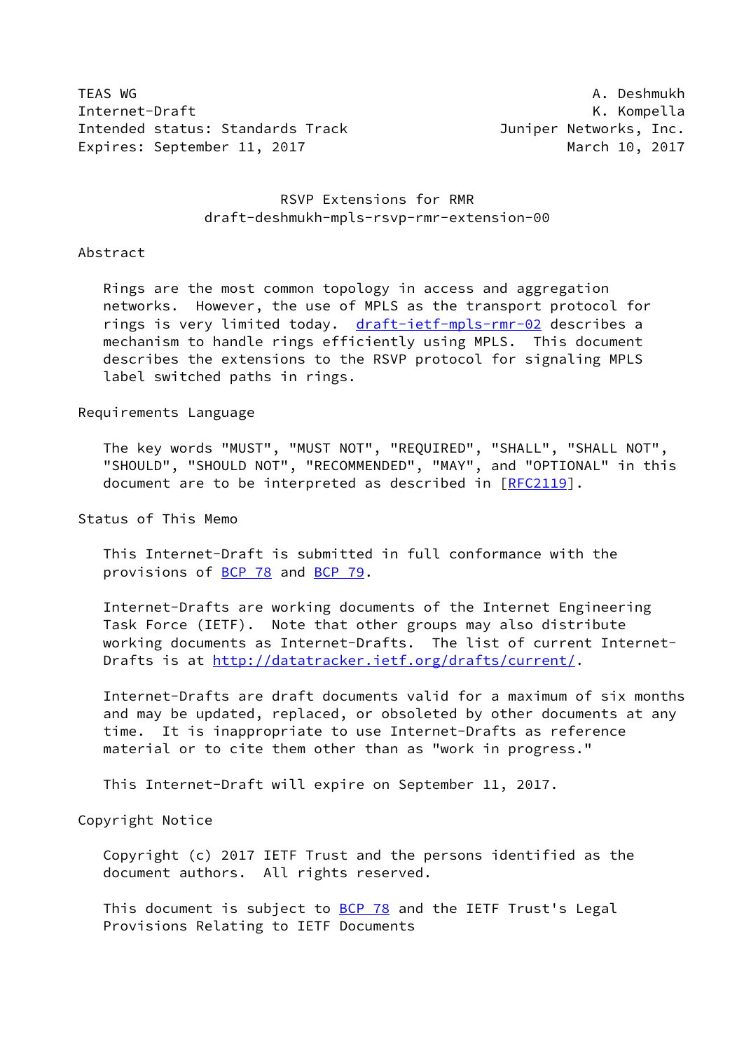TEAS WG A. Deshmukh
Internet-Draft K. Kompella
Intended status: Standards Track Juniper Networks, Inc.
Expires: September 11, 2017 March 10, 2017

# RSVP Extensions for RMR
draft-deshmukh-mpls-rsvp-rmr-extension-00

## Abstract

Rings are the most common topology in access and aggregation networks. However, the use of MPLS as the transport protocol for rings is very limited today. draft-ietf-mpls-rmr-02 describes a mechanism to handle rings efficiently using MPLS. This document describes the extensions to the RSVP protocol for signaling MPLS label switched paths in rings.

## Requirements Language

The key words "MUST", "MUST NOT", "REQUIRED", "SHALL", "SHALL NOT", "SHOULD", "SHOULD NOT", "RECOMMENDED", "MAY", and "OPTIONAL" in this document are to be interpreted as described in [RFC2119].

## Status of This Memo

This Internet-Draft is submitted in full conformance with the provisions of BCP 78 and BCP 79.

Internet-Drafts are working documents of the Internet Engineering Task Force (IETF). Note that other groups may also distribute working documents as Internet-Drafts. The list of current Internet-Drafts is at http://datatracker.ietf.org/drafts/current/.

Internet-Drafts are draft documents valid for a maximum of six months and may be updated, replaced, or obsoleted by other documents at any time. It is inappropriate to use Internet-Drafts as reference material or to cite them other than as "work in progress."

This Internet-Draft will expire on September 11, 2017.

## Copyright Notice

Copyright (c) 2017 IETF Trust and the persons identified as the document authors. All rights reserved.

This document is subject to BCP 78 and the IETF Trust's Legal Provisions Relating to IETF Documents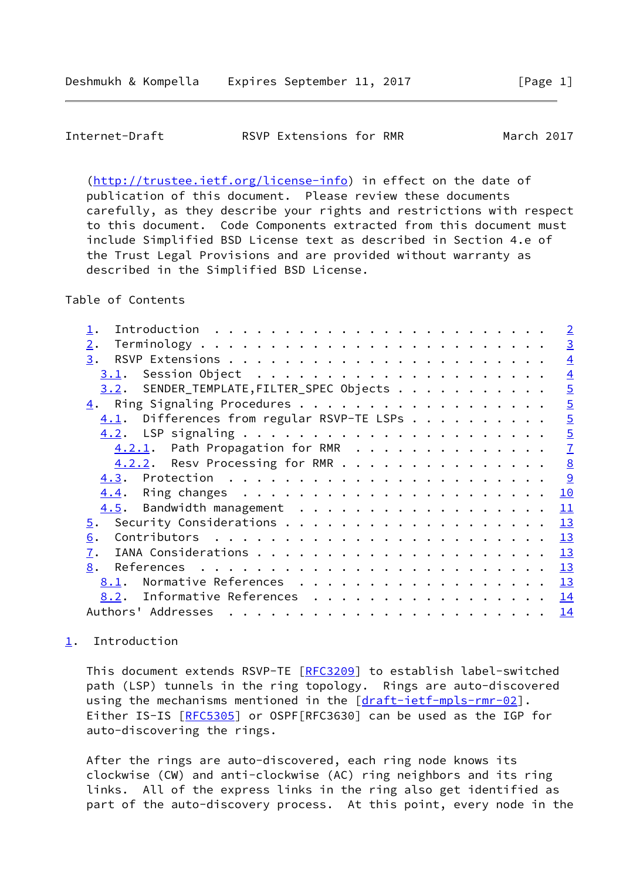(http://trustee.ietf.org/license-info) in effect on the date of publication of this document. Please review these documents carefully, as they describe your rights and restrictions with respect to this document. Code Components extracted from this document must include Simplified BSD License text as described in Section 4.e of the Trust Legal Provisions and are provided without warranty as described in the Simplified BSD License.

## Table of Contents

- 1. Introduction . . . . . . . . . . . . . . . . . . . . . . . . 2
- 2. Terminology . . . . . . . . . . . . . . . . . . . . . . . . . 3
- 3. RSVP Extensions . . . . . . . . . . . . . . . . . . . . . . . 4
  - 3.1. Session Object . . . . . . . . . . . . . . . . . . . . . 4
  - 3.2. SENDER_TEMPLATE,FILTER_SPEC Objects . . . . . . . . . . . 5
- 4. Ring Signaling Procedures . . . . . . . . . . . . . . . . . . 5
  - 4.1. Differences from regular RSVP-TE LSPs . . . . . . . . . . 5
  - 4.2. LSP signaling . . . . . . . . . . . . . . . . . . . . . . 5
    - 4.2.1. Path Propagation for RMR . . . . . . . . . . . . . . 7
    - 4.2.2. Resv Processing for RMR . . . . . . . . . . . . . . . 8
  - 4.3. Protection . . . . . . . . . . . . . . . . . . . . . . . 9
  - 4.4. Ring changes . . . . . . . . . . . . . . . . . . . . . . 10
  - 4.5. Bandwidth management . . . . . . . . . . . . . . . . . . 11
- 5. Security Considerations . . . . . . . . . . . . . . . . . . . 13
- 6. Contributors . . . . . . . . . . . . . . . . . . . . . . . . 13
- 7. IANA Considerations . . . . . . . . . . . . . . . . . . . . . 13
- 8. References . . . . . . . . . . . . . . . . . . . . . . . . . 13
  - 8.1. Normative References . . . . . . . . . . . . . . . . . . 13
  - 8.2. Informative References . . . . . . . . . . . . . . . . . 14
- Authors' Addresses . . . . . . . . . . . . . . . . . . . . . . . 14

## 1. Introduction

This document extends RSVP-TE [RFC3209] to establish label-switched path (LSP) tunnels in the ring topology. Rings are auto-discovered using the mechanisms mentioned in the [draft-ietf-mpls-rmr-02]. Either IS-IS [RFC5305] or OSPF[RFC3630] can be used as the IGP for auto-discovering the rings.

After the rings are auto-discovered, each ring node knows its clockwise (CW) and anti-clockwise (AC) ring neighbors and its ring links. All of the express links in the ring also get identified as part of the auto-discovery process. At this point, every node in the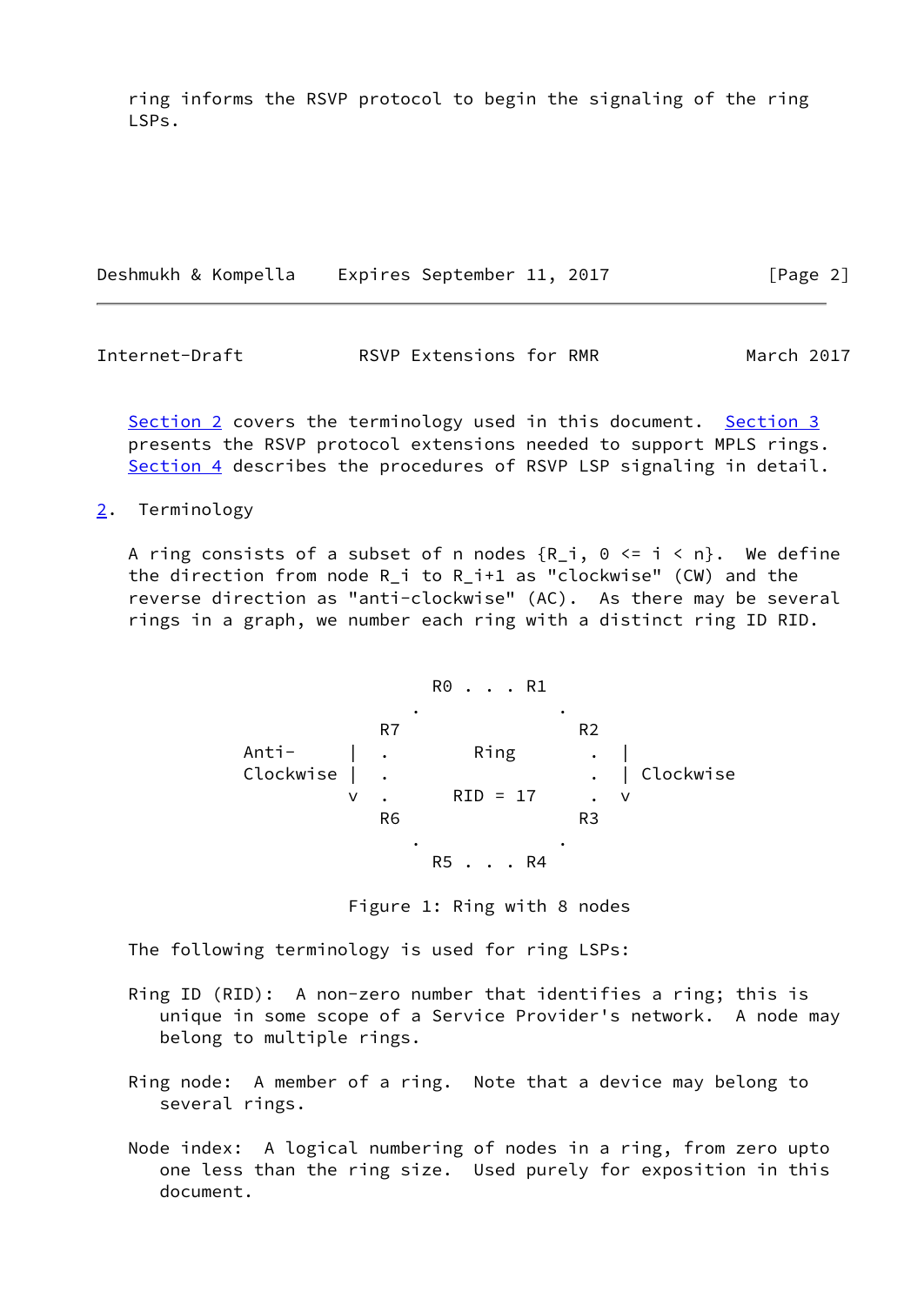ring informs the RSVP protocol to begin the signaling of the ring LSPs.

Section 2 covers the terminology used in this document. Section 3 presents the RSVP protocol extensions needed to support MPLS rings. Section 4 describes the procedures of RSVP LSP signaling in detail.

## 2. Terminology

A ring consists of a subset of n nodes {R_i, 0 <= i < n}. We define the direction from node R_i to R_i+1 as "clockwise" (CW) and the reverse direction as "anti-clockwise" (AC). As there may be several rings in a graph, we number each ring with a distinct ring ID RID.

```
                         R0 . . . R1
                       .             .
                    R7                 R2
        Anti-     |  .       Ring        .  |
        Clockwise |  .                   .  | Clockwise
                  v  .     RID = 17      .  v
                    R6                 R3
                       .             .
                         R5 . . . R4
```

Figure 1: Ring with 8 nodes

The following terminology is used for ring LSPs:

Ring ID (RID): A non-zero number that identifies a ring; this is unique in some scope of a Service Provider's network. A node may belong to multiple rings.

Ring node: A member of a ring. Note that a device may belong to several rings.

Node index: A logical numbering of nodes in a ring, from zero upto one less than the ring size. Used purely for exposition in this document.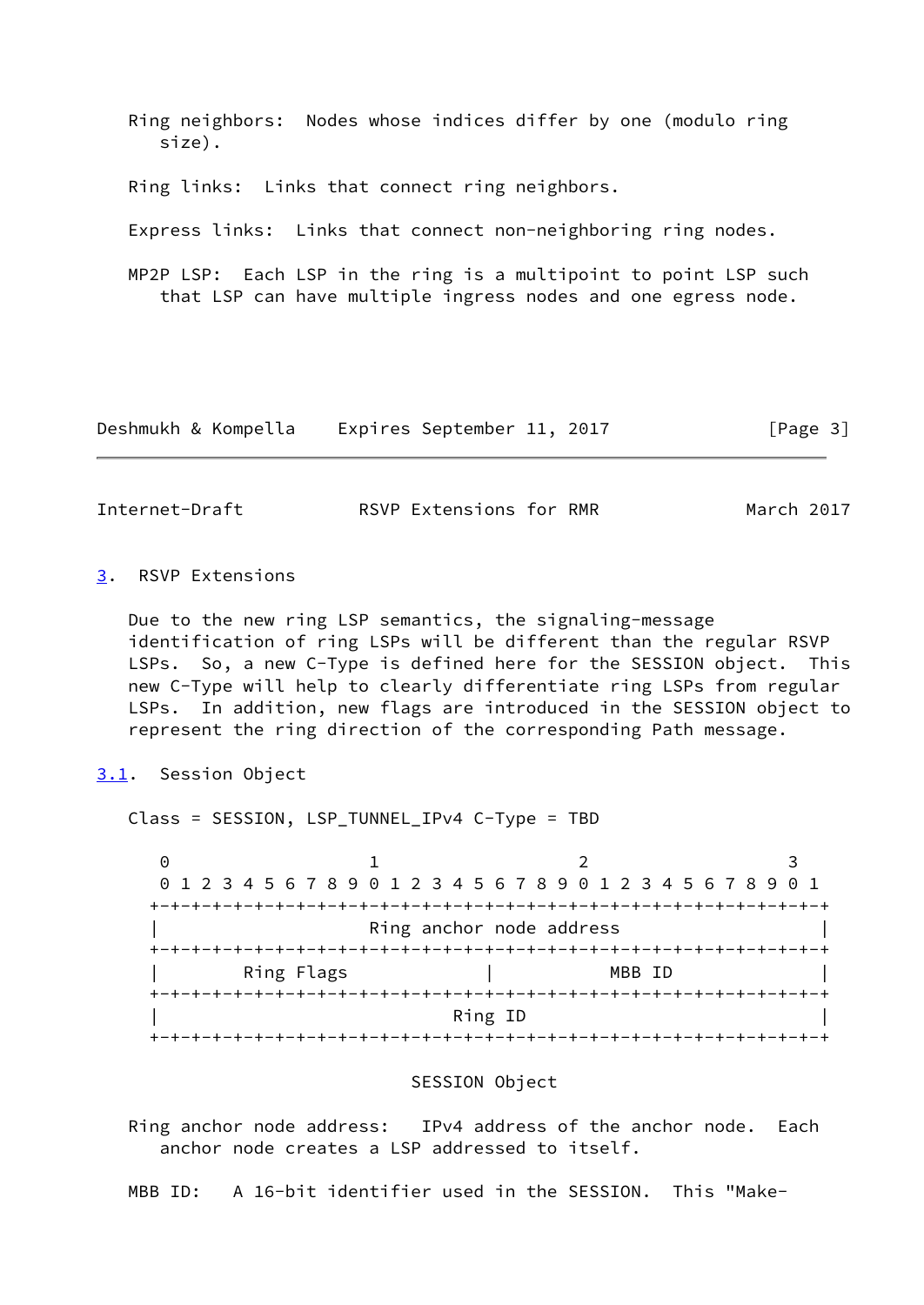Ring neighbors: Nodes whose indices differ by one (modulo ring size).

Ring links: Links that connect ring neighbors.

Express links: Links that connect non-neighboring ring nodes.

MP2P LSP: Each LSP in the ring is a multipoint to point LSP such that LSP can have multiple ingress nodes and one egress node.

## 3. RSVP Extensions

Due to the new ring LSP semantics, the signaling-message identification of ring LSPs will be different than the regular RSVP LSPs. So, a new C-Type is defined here for the SESSION object. This new C-Type will help to clearly differentiate ring LSPs from regular LSPs. In addition, new flags are introduced in the SESSION object to represent the ring direction of the corresponding Path message.

### 3.1. Session Object

Class = SESSION, LSP_TUNNEL_IPv4 C-Type = TBD

```
 0                   1                   2                   3
 0 1 2 3 4 5 6 7 8 9 0 1 2 3 4 5 6 7 8 9 0 1 2 3 4 5 6 7 8 9 0 1
+-+-+-+-+-+-+-+-+-+-+-+-+-+-+-+-+-+-+-+-+-+-+-+-+-+-+-+-+-+-+-+-+
|                   Ring anchor node address                    |
+-+-+-+-+-+-+-+-+-+-+-+-+-+-+-+-+-+-+-+-+-+-+-+-+-+-+-+-+-+-+-+-+
|        Ring Flags             |           MBB ID              |
+-+-+-+-+-+-+-+-+-+-+-+-+-+-+-+-+-+-+-+-+-+-+-+-+-+-+-+-+-+-+-+-+
|                            Ring ID                            |
+-+-+-+-+-+-+-+-+-+-+-+-+-+-+-+-+-+-+-+-+-+-+-+-+-+-+-+-+-+-+-+-+

                          SESSION Object
```

Ring anchor node address: IPv4 address of the anchor node. Each anchor node creates a LSP addressed to itself.

MBB ID: A 16-bit identifier used in the SESSION. This "Make-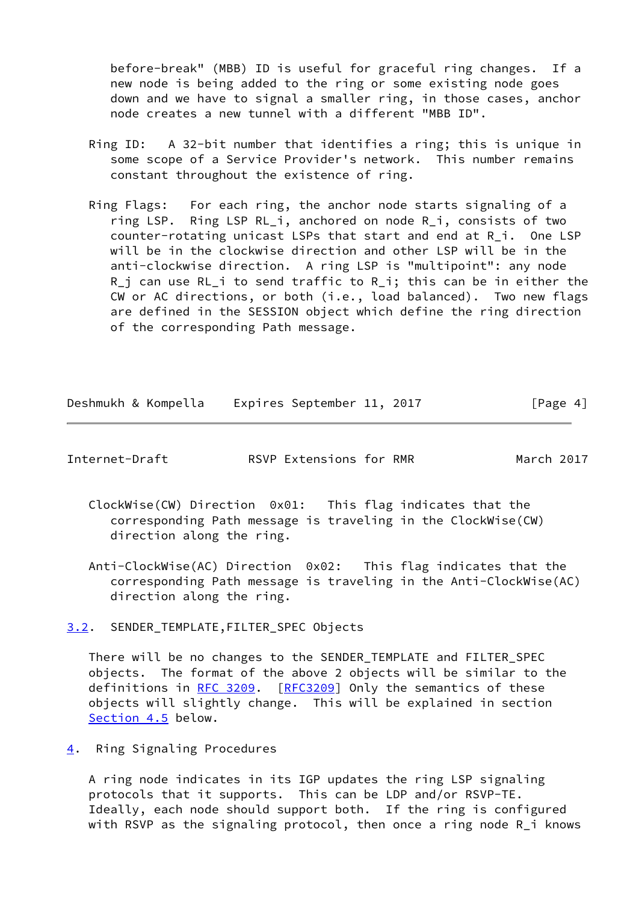before-break" (MBB) ID is useful for graceful ring changes. If a new node is being added to the ring or some existing node goes down and we have to signal a smaller ring, in those cases, anchor node creates a new tunnel with a different "MBB ID".

Ring ID: A 32-bit number that identifies a ring; this is unique in some scope of a Service Provider's network. This number remains constant throughout the existence of ring.

Ring Flags: For each ring, the anchor node starts signaling of a ring LSP. Ring LSP RL_i, anchored on node R_i, consists of two counter-rotating unicast LSPs that start and end at R_i. One LSP will be in the clockwise direction and other LSP will be in the anti-clockwise direction. A ring LSP is "multipoint": any node R_j can use RL_i to send traffic to R_i; this can be in either the CW or AC directions, or both (i.e., load balanced). Two new flags are defined in the SESSION object which define the ring direction of the corresponding Path message.

ClockWise(CW) Direction 0x01: This flag indicates that the corresponding Path message is traveling in the ClockWise(CW) direction along the ring.

Anti-ClockWise(AC) Direction 0x02: This flag indicates that the corresponding Path message is traveling in the Anti-ClockWise(AC) direction along the ring.

## 3.2. SENDER_TEMPLATE,FILTER_SPEC Objects

There will be no changes to the SENDER_TEMPLATE and FILTER_SPEC objects. The format of the above 2 objects will be similar to the definitions in RFC 3209. [RFC3209] Only the semantics of these objects will slightly change. This will be explained in section Section 4.5 below.

# 4. Ring Signaling Procedures

A ring node indicates in its IGP updates the ring LSP signaling protocols that it supports. This can be LDP and/or RSVP-TE. Ideally, each node should support both. If the ring is configured with RSVP as the signaling protocol, then once a ring node R_i knows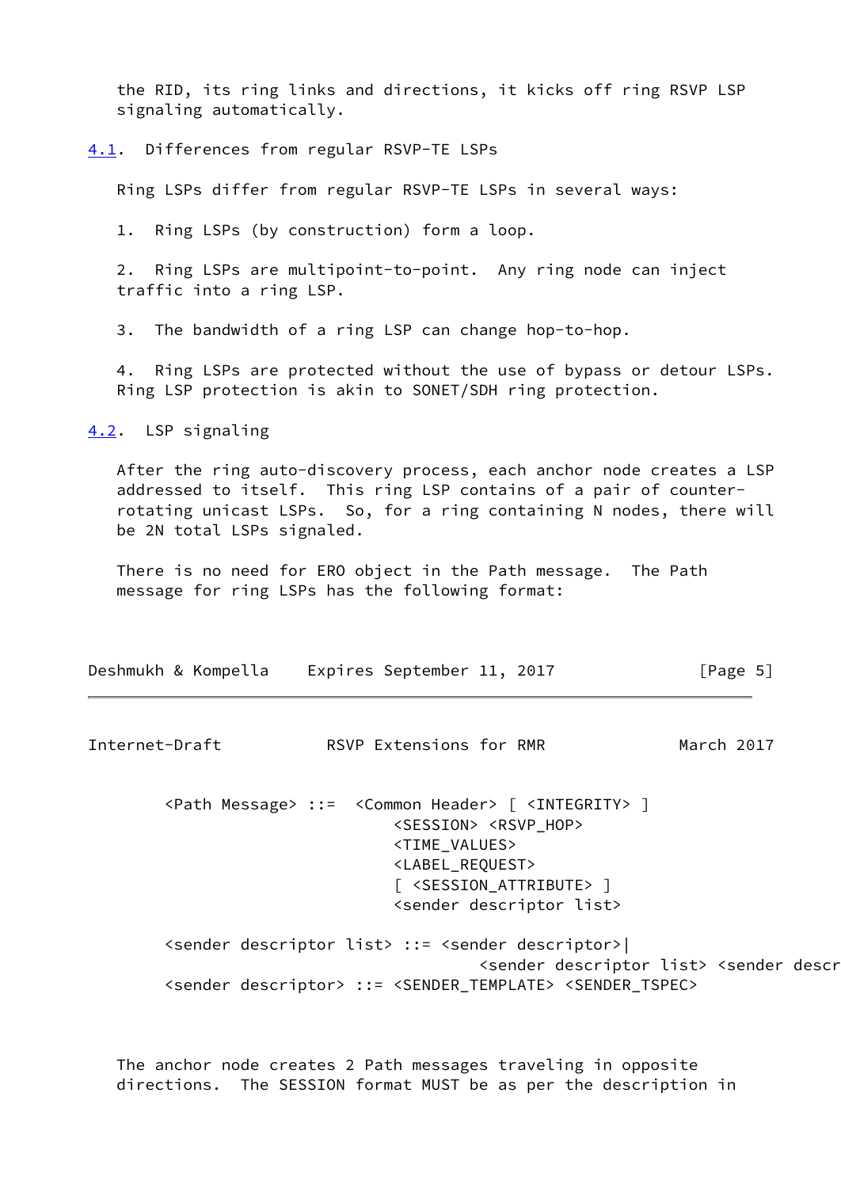the RID, its ring links and directions, it kicks off ring RSVP LSP signaling automatically.

## 4.1. Differences from regular RSVP-TE LSPs

Ring LSPs differ from regular RSVP-TE LSPs in several ways:

1. Ring LSPs (by construction) form a loop.

2. Ring LSPs are multipoint-to-point. Any ring node can inject traffic into a ring LSP.

3. The bandwidth of a ring LSP can change hop-to-hop.

4. Ring LSPs are protected without the use of bypass or detour LSPs. Ring LSP protection is akin to SONET/SDH ring protection.

## 4.2. LSP signaling

After the ring auto-discovery process, each anchor node creates a LSP addressed to itself. This ring LSP contains of a pair of counter-rotating unicast LSPs. So, for a ring containing N nodes, there will be 2N total LSPs signaled.

There is no need for ERO object in the Path message. The Path message for ring LSPs has the following format:

```
<Path Message> ::=  <Common Header> [ <INTEGRITY> ]
                        <SESSION> <RSVP_HOP>
                        <TIME_VALUES>
                        <LABEL_REQUEST>
                        [ <SESSION_ATTRIBUTE> ]
                        <sender descriptor list>

<sender descriptor list> ::= <sender descriptor>|
                                 <sender descriptor list> <sender descr
<sender descriptor> ::= <SENDER_TEMPLATE> <SENDER_TSPEC>
```

The anchor node creates 2 Path messages traveling in opposite directions. The SESSION format MUST be as per the description in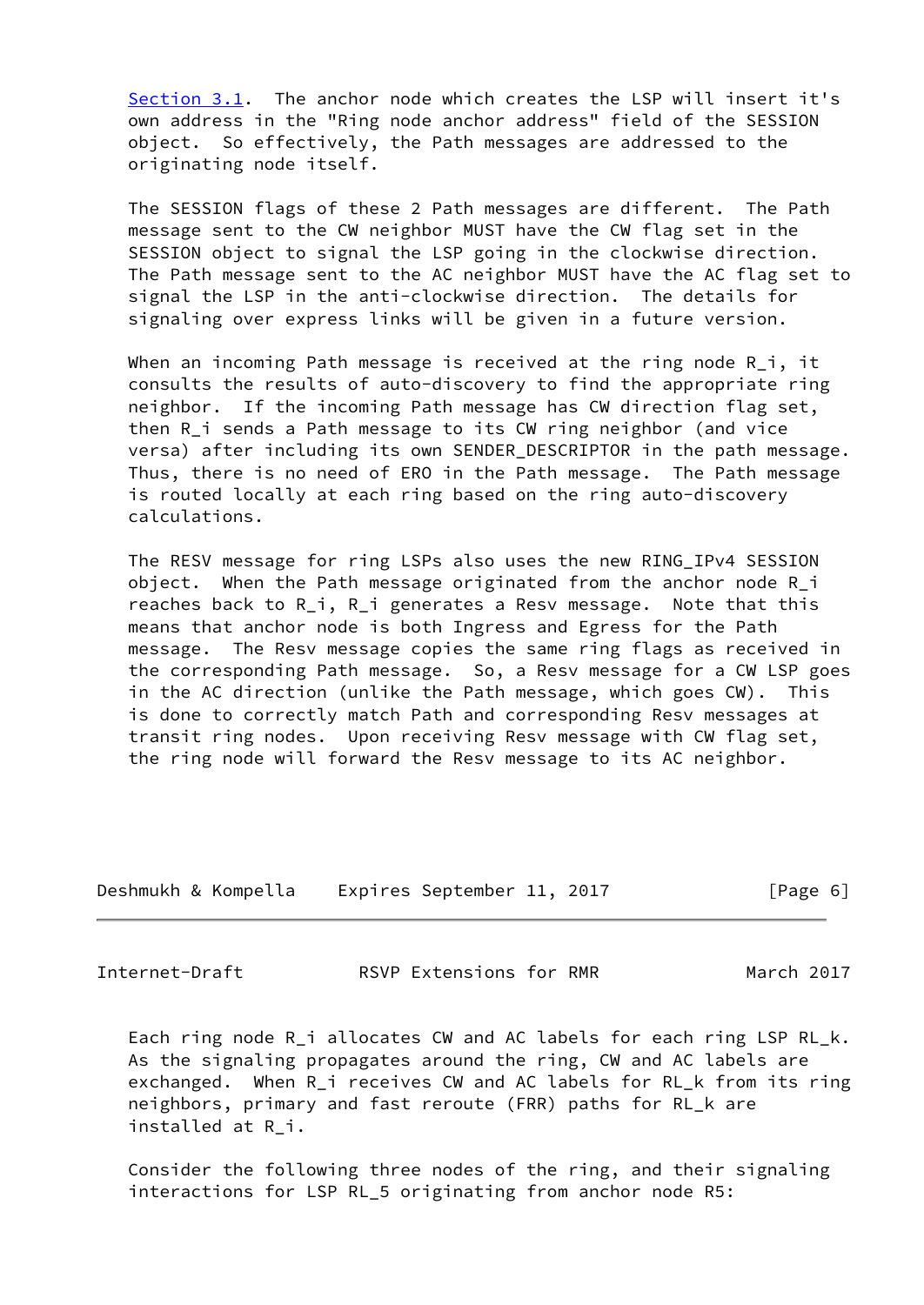Section 3.1. The anchor node which creates the LSP will insert it's own address in the "Ring node anchor address" field of the SESSION object. So effectively, the Path messages are addressed to the originating node itself.

The SESSION flags of these 2 Path messages are different. The Path message sent to the CW neighbor MUST have the CW flag set in the SESSION object to signal the LSP going in the clockwise direction. The Path message sent to the AC neighbor MUST have the AC flag set to signal the LSP in the anti-clockwise direction. The details for signaling over express links will be given in a future version.

When an incoming Path message is received at the ring node R_i, it consults the results of auto-discovery to find the appropriate ring neighbor. If the incoming Path message has CW direction flag set, then R_i sends a Path message to its CW ring neighbor (and vice versa) after including its own SENDER_DESCRIPTOR in the path message. Thus, there is no need of ERO in the Path message. The Path message is routed locally at each ring based on the ring auto-discovery calculations.

The RESV message for ring LSPs also uses the new RING_IPv4 SESSION object. When the Path message originated from the anchor node R_i reaches back to R_i, R_i generates a Resv message. Note that this means that anchor node is both Ingress and Egress for the Path message. The Resv message copies the same ring flags as received in the corresponding Path message. So, a Resv message for a CW LSP goes in the AC direction (unlike the Path message, which goes CW). This is done to correctly match Path and corresponding Resv messages at transit ring nodes. Upon receiving Resv message with CW flag set, the ring node will forward the Resv message to its AC neighbor.

Each ring node R_i allocates CW and AC labels for each ring LSP RL_k. As the signaling propagates around the ring, CW and AC labels are exchanged. When R_i receives CW and AC labels for RL_k from its ring neighbors, primary and fast reroute (FRR) paths for RL_k are installed at R_i.

Consider the following three nodes of the ring, and their signaling interactions for LSP RL_5 originating from anchor node R5: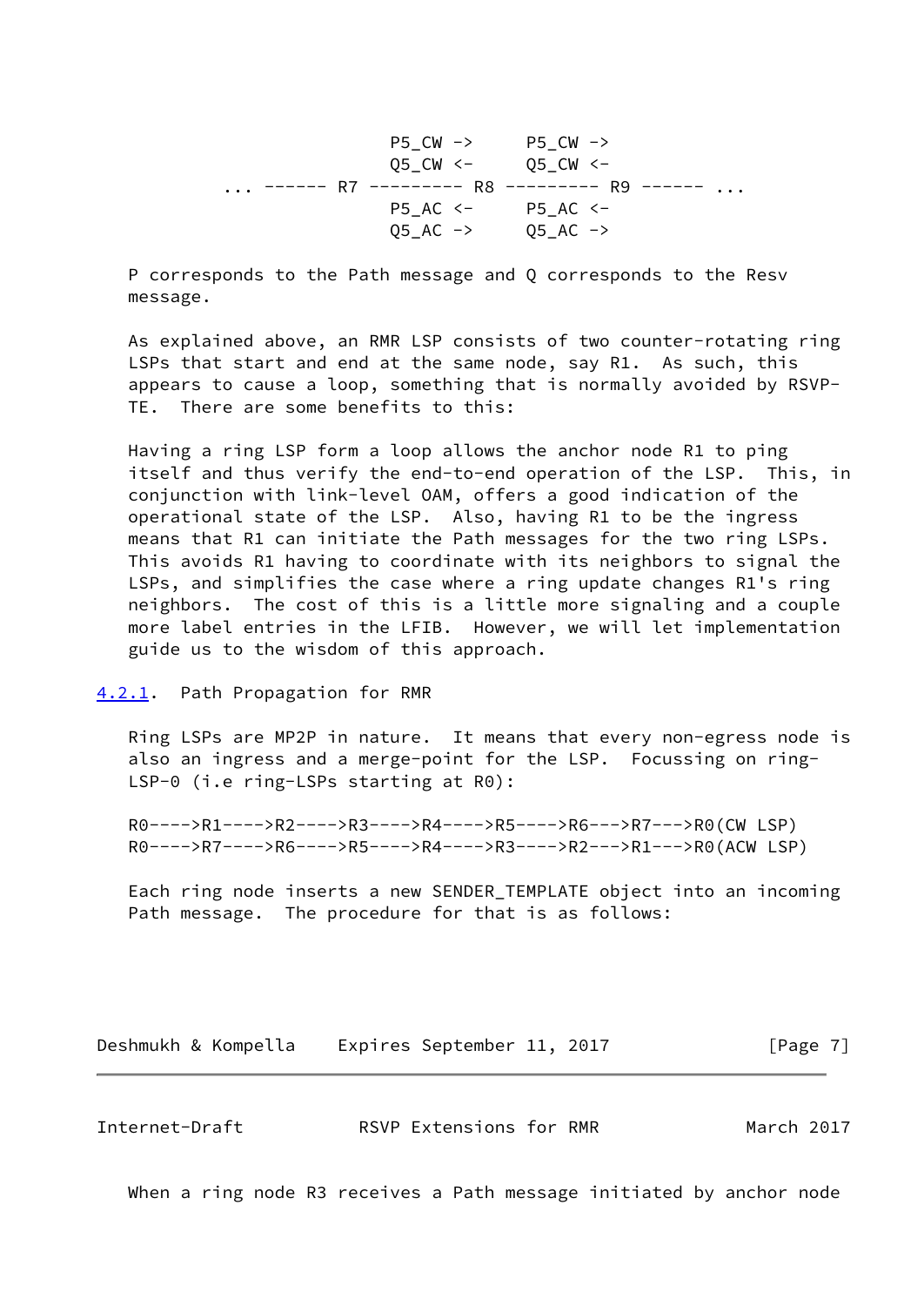```
                  P5_CW ->     P5_CW ->
                  Q5_CW <-     Q5_CW <-
... ------ R7 --------- R8 --------- R9 ------ ...
                  P5_AC <-     P5_AC <-
                  Q5_AC ->     Q5_AC ->
```

P corresponds to the Path message and Q corresponds to the Resv message.

As explained above, an RMR LSP consists of two counter-rotating ring LSPs that start and end at the same node, say R1. As such, this appears to cause a loop, something that is normally avoided by RSVP-TE. There are some benefits to this:

Having a ring LSP form a loop allows the anchor node R1 to ping itself and thus verify the end-to-end operation of the LSP. This, in conjunction with link-level OAM, offers a good indication of the operational state of the LSP. Also, having R1 to be the ingress means that R1 can initiate the Path messages for the two ring LSPs. This avoids R1 having to coordinate with its neighbors to signal the LSPs, and simplifies the case where a ring update changes R1's ring neighbors. The cost of this is a little more signaling and a couple more label entries in the LFIB. However, we will let implementation guide us to the wisdom of this approach.

### 4.2.1. Path Propagation for RMR

Ring LSPs are MP2P in nature. It means that every non-egress node is also an ingress and a merge-point for the LSP. Focussing on ring-LSP-0 (i.e ring-LSPs starting at R0):

```
R0---->R1---->R2---->R3---->R4---->R5---->R6--->R7--->R0(CW LSP)
R0---->R7---->R6---->R5---->R4---->R3---->R2--->R1--->R0(ACW LSP)
```

Each ring node inserts a new SENDER_TEMPLATE object into an incoming Path message. The procedure for that is as follows:

When a ring node R3 receives a Path message initiated by anchor node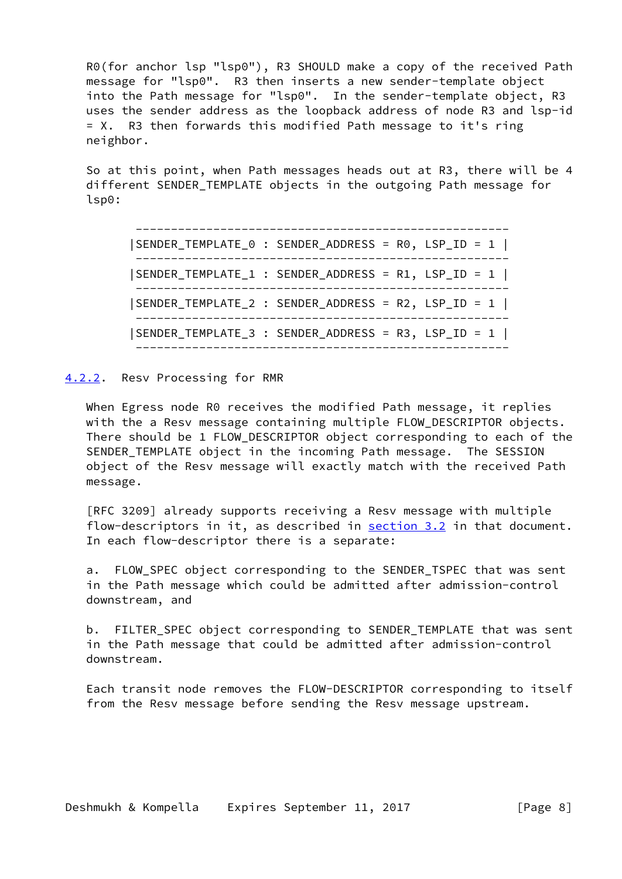R0(for anchor lsp "lsp0"), R3 SHOULD make a copy of the received Path message for "lsp0". R3 then inserts a new sender-template object into the Path message for "lsp0". In the sender-template object, R3 uses the sender address as the loopback address of node R3 and lsp-id = X. R3 then forwards this modified Path message to it's ring neighbor.

So at this point, when Path messages heads out at R3, there will be 4 different SENDER_TEMPLATE objects in the outgoing Path message for lsp0:

```
 -----------------------------------------------------
|SENDER_TEMPLATE_0 : SENDER_ADDRESS = R0, LSP_ID = 1 |
 -----------------------------------------------------
|SENDER_TEMPLATE_1 : SENDER_ADDRESS = R1, LSP_ID = 1 |
 -----------------------------------------------------
|SENDER_TEMPLATE_2 : SENDER_ADDRESS = R2, LSP_ID = 1 |
 -----------------------------------------------------
|SENDER_TEMPLATE_3 : SENDER_ADDRESS = R3, LSP_ID = 1 |
 -----------------------------------------------------
```

### 4.2.2. Resv Processing for RMR

When Egress node R0 receives the modified Path message, it replies with the a Resv message containing multiple FLOW_DESCRIPTOR objects. There should be 1 FLOW_DESCRIPTOR object corresponding to each of the SENDER_TEMPLATE object in the incoming Path message. The SESSION object of the Resv message will exactly match with the received Path message.

[RFC 3209] already supports receiving a Resv message with multiple flow-descriptors in it, as described in section 3.2 in that document. In each flow-descriptor there is a separate:

a. FLOW_SPEC object corresponding to the SENDER_TSPEC that was sent in the Path message which could be admitted after admission-control downstream, and

b. FILTER_SPEC object corresponding to SENDER_TEMPLATE that was sent in the Path message that could be admitted after admission-control downstream.

Each transit node removes the FLOW-DESCRIPTOR corresponding to itself from the Resv message before sending the Resv message upstream.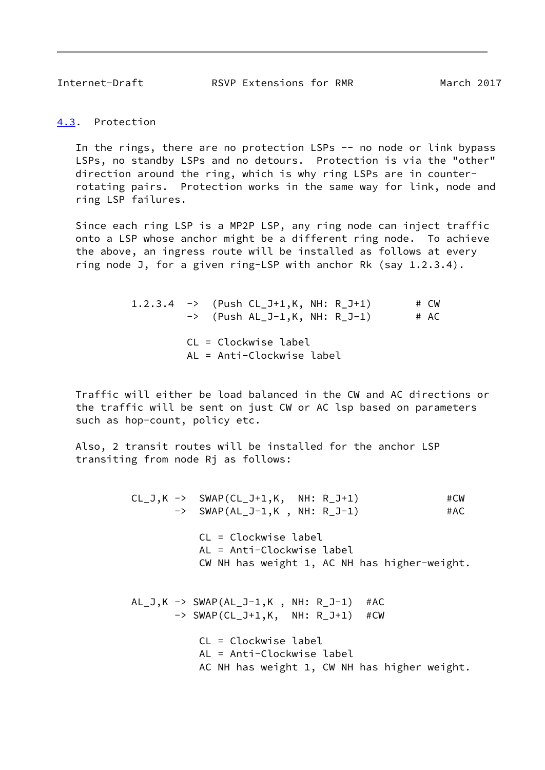## 4.3. Protection

In the rings, there are no protection LSPs -- no node or link bypass LSPs, no standby LSPs and no detours. Protection is via the "other" direction around the ring, which is why ring LSPs are in counter-rotating pairs. Protection works in the same way for link, node and ring LSP failures.

Since each ring LSP is a MP2P LSP, any ring node can inject traffic onto a LSP whose anchor might be a different ring node. To achieve the above, an ingress route will be installed as follows at every ring node J, for a given ring-LSP with anchor Rk (say 1.2.3.4).

```
1.2.3.4  ->  (Push CL_J+1,K, NH: R_J+1)       # CW
         ->  (Push AL_J-1,K, NH: R_J-1)       # AC

         CL = Clockwise label
         AL = Anti-Clockwise label
```

Traffic will either be load balanced in the CW and AC directions or the traffic will be sent on just CW or AC lsp based on parameters such as hop-count, policy etc.

Also, 2 transit routes will be installed for the anchor LSP transiting from node Rj as follows:

```
CL_J,K ->  SWAP(CL_J+1,K,  NH: R_J+1)            #CW
       ->  SWAP(AL_J-1,K , NH: R_J-1)            #AC

           CL = Clockwise label
           AL = Anti-Clockwise label
           CW NH has weight 1, AC NH has higher-weight.


AL_J,K -> SWAP(AL_J-1,K , NH: R_J-1)  #AC
       -> SWAP(CL_J+1,K,  NH: R_J+1)  #CW

           CL = Clockwise label
           AL = Anti-Clockwise label
           AC NH has weight 1, CW NH has higher weight.
```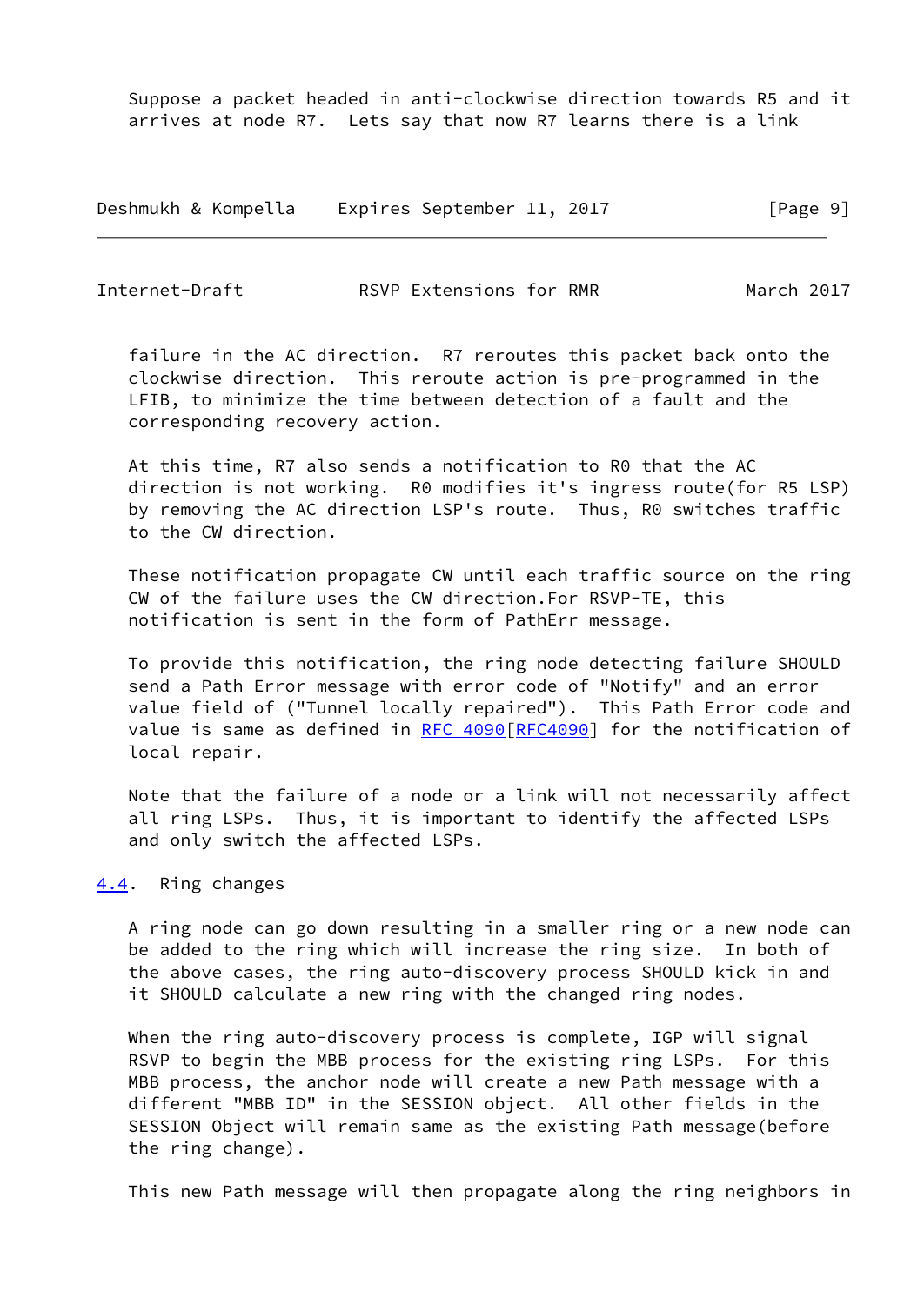Suppose a packet headed in anti-clockwise direction towards R5 and it arrives at node R7. Lets say that now R7 learns there is a link failure in the AC direction. R7 reroutes this packet back onto the clockwise direction. This reroute action is pre-programmed in the LFIB, to minimize the time between detection of a fault and the corresponding recovery action.

At this time, R7 also sends a notification to R0 that the AC direction is not working. R0 modifies it's ingress route(for R5 LSP) by removing the AC direction LSP's route. Thus, R0 switches traffic to the CW direction.

These notification propagate CW until each traffic source on the ring CW of the failure uses the CW direction.For RSVP-TE, this notification is sent in the form of PathErr message.

To provide this notification, the ring node detecting failure SHOULD send a Path Error message with error code of "Notify" and an error value field of ("Tunnel locally repaired"). This Path Error code and value is same as defined in RFC 4090[RFC4090] for the notification of local repair.

Note that the failure of a node or a link will not necessarily affect all ring LSPs. Thus, it is important to identify the affected LSPs and only switch the affected LSPs.

## 4.4. Ring changes

A ring node can go down resulting in a smaller ring or a new node can be added to the ring which will increase the ring size. In both of the above cases, the ring auto-discovery process SHOULD kick in and it SHOULD calculate a new ring with the changed ring nodes.

When the ring auto-discovery process is complete, IGP will signal RSVP to begin the MBB process for the existing ring LSPs. For this MBB process, the anchor node will create a new Path message with a different "MBB ID" in the SESSION object. All other fields in the SESSION Object will remain same as the existing Path message(before the ring change).

This new Path message will then propagate along the ring neighbors in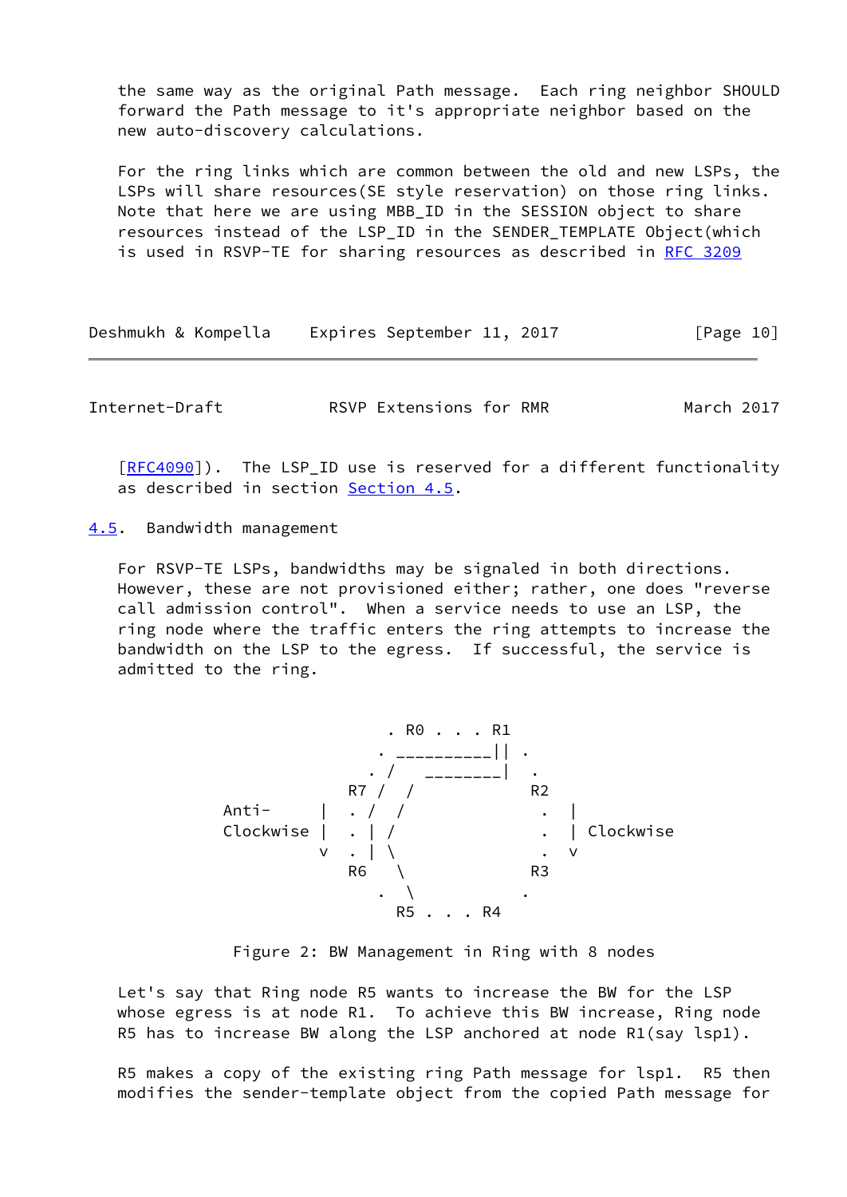the same way as the original Path message. Each ring neighbor SHOULD forward the Path message to it's appropriate neighbor based on the new auto-discovery calculations.

For the ring links which are common between the old and new LSPs, the LSPs will share resources(SE style reservation) on those ring links. Note that here we are using MBB_ID in the SESSION object to share resources instead of the LSP_ID in the SENDER_TEMPLATE Object(which is used in RSVP-TE for sharing resources as described in RFC 3209 [RFC4090]). The LSP_ID use is reserved for a different functionality as described in section Section 4.5.

## 4.5. Bandwidth management

For RSVP-TE LSPs, bandwidths may be signaled in both directions. However, these are not provisioned either; rather, one does "reverse call admission control". When a service needs to use an LSP, the ring node where the traffic enters the ring attempts to increase the bandwidth on the LSP to the egress. If successful, the service is admitted to the ring.

```
                       . R0 . . . R1
                      . __________|| .
                     . /   ________|  .
                   R7 /  /           R2
      Anti-      |  . /  /             .  |
      Clockwise  |  . | /              .  | Clockwise
                 v  . | \              .  v
                   R6   \            R3
                      .  \          .
                       R5 . . . R4
```

Figure 2: BW Management in Ring with 8 nodes

Let's say that Ring node R5 wants to increase the BW for the LSP whose egress is at node R1. To achieve this BW increase, Ring node R5 has to increase BW along the LSP anchored at node R1(say lsp1).

R5 makes a copy of the existing ring Path message for lsp1. R5 then modifies the sender-template object from the copied Path message for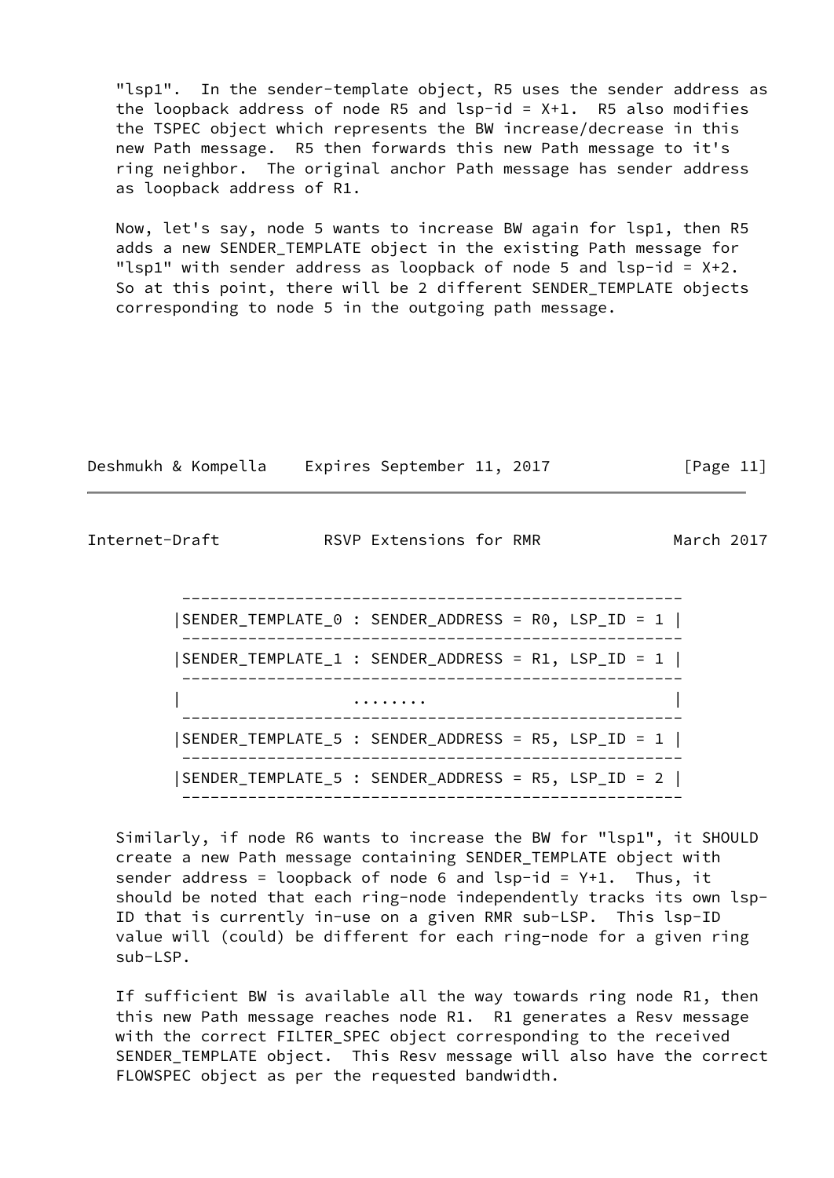"lsp1". In the sender-template object, R5 uses the sender address as the loopback address of node R5 and lsp-id = X+1. R5 also modifies the TSPEC object which represents the BW increase/decrease in this new Path message. R5 then forwards this new Path message to it's ring neighbor. The original anchor Path message has sender address as loopback address of R1.

Now, let's say, node 5 wants to increase BW again for lsp1, then R5 adds a new SENDER_TEMPLATE object in the existing Path message for "lsp1" with sender address as loopback of node 5 and lsp-id = X+2. So at this point, there will be 2 different SENDER_TEMPLATE objects corresponding to node 5 in the outgoing path message.

```
 ---------------------------------------------------
|SENDER_TEMPLATE_0 : SENDER_ADDRESS = R0, LSP_ID = 1 |
 ---------------------------------------------------
|SENDER_TEMPLATE_1 : SENDER_ADDRESS = R1, LSP_ID = 1 |
 ---------------------------------------------------
|                  ........                          |
 ---------------------------------------------------
|SENDER_TEMPLATE_5 : SENDER_ADDRESS = R5, LSP_ID = 1 |
 ---------------------------------------------------
|SENDER_TEMPLATE_5 : SENDER_ADDRESS = R5, LSP_ID = 2 |
 ---------------------------------------------------
```

Similarly, if node R6 wants to increase the BW for "lsp1", it SHOULD create a new Path message containing SENDER_TEMPLATE object with sender address = loopback of node 6 and lsp-id = Y+1. Thus, it should be noted that each ring-node independently tracks its own lsp-ID that is currently in-use on a given RMR sub-LSP. This lsp-ID value will (could) be different for each ring-node for a given ring sub-LSP.

If sufficient BW is available all the way towards ring node R1, then this new Path message reaches node R1. R1 generates a Resv message with the correct FILTER_SPEC object corresponding to the received SENDER_TEMPLATE object. This Resv message will also have the correct FLOWSPEC object as per the requested bandwidth.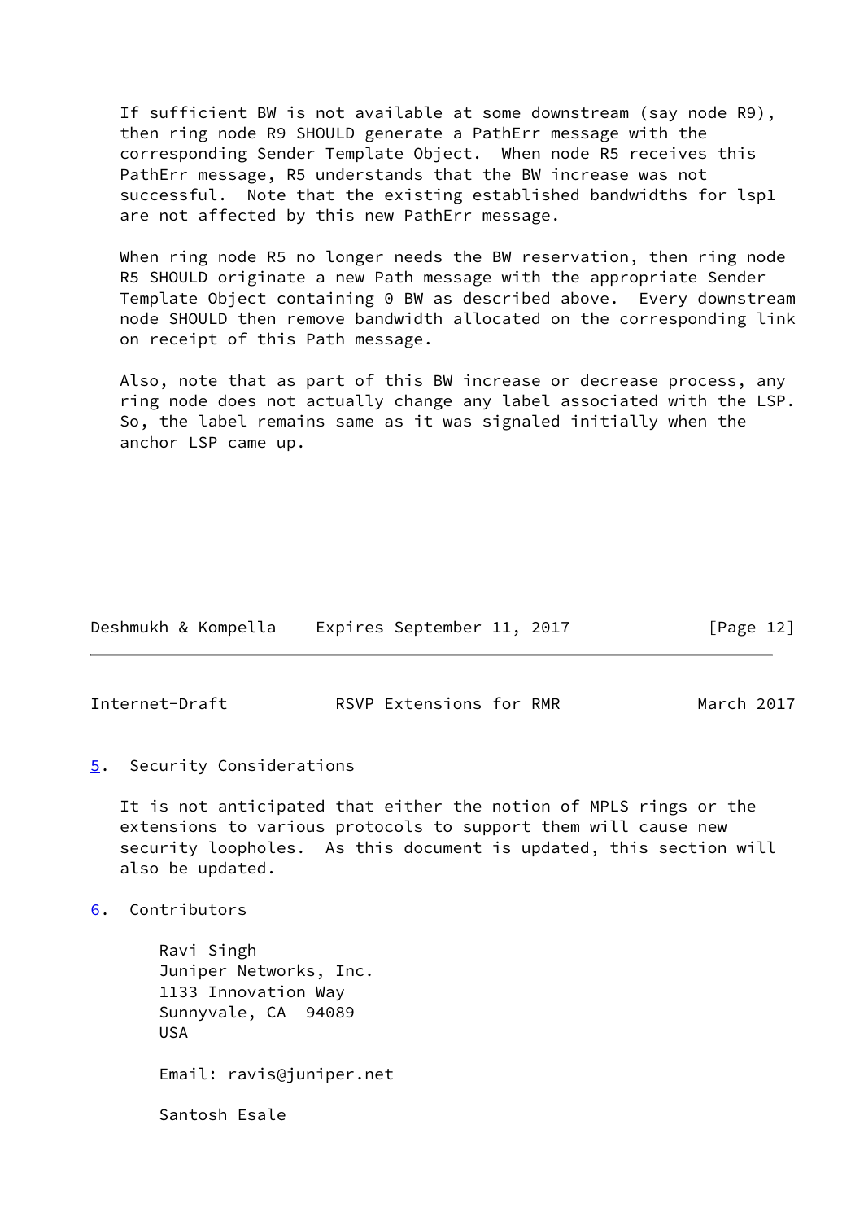If sufficient BW is not available at some downstream (say node R9), then ring node R9 SHOULD generate a PathErr message with the corresponding Sender Template Object. When node R5 receives this PathErr message, R5 understands that the BW increase was not successful. Note that the existing established bandwidths for lsp1 are not affected by this new PathErr message.

When ring node R5 no longer needs the BW reservation, then ring node R5 SHOULD originate a new Path message with the appropriate Sender Template Object containing 0 BW as described above. Every downstream node SHOULD then remove bandwidth allocated on the corresponding link on receipt of this Path message.

Also, note that as part of this BW increase or decrease process, any ring node does not actually change any label associated with the LSP. So, the label remains same as it was signaled initially when the anchor LSP came up.

## 5. Security Considerations

It is not anticipated that either the notion of MPLS rings or the extensions to various protocols to support them will cause new security loopholes. As this document is updated, this section will also be updated.

## 6. Contributors

Ravi Singh  
Juniper Networks, Inc.  
1133 Innovation Way  
Sunnyvale, CA 94089  
USA

Email: ravis@juniper.net

Santosh Esale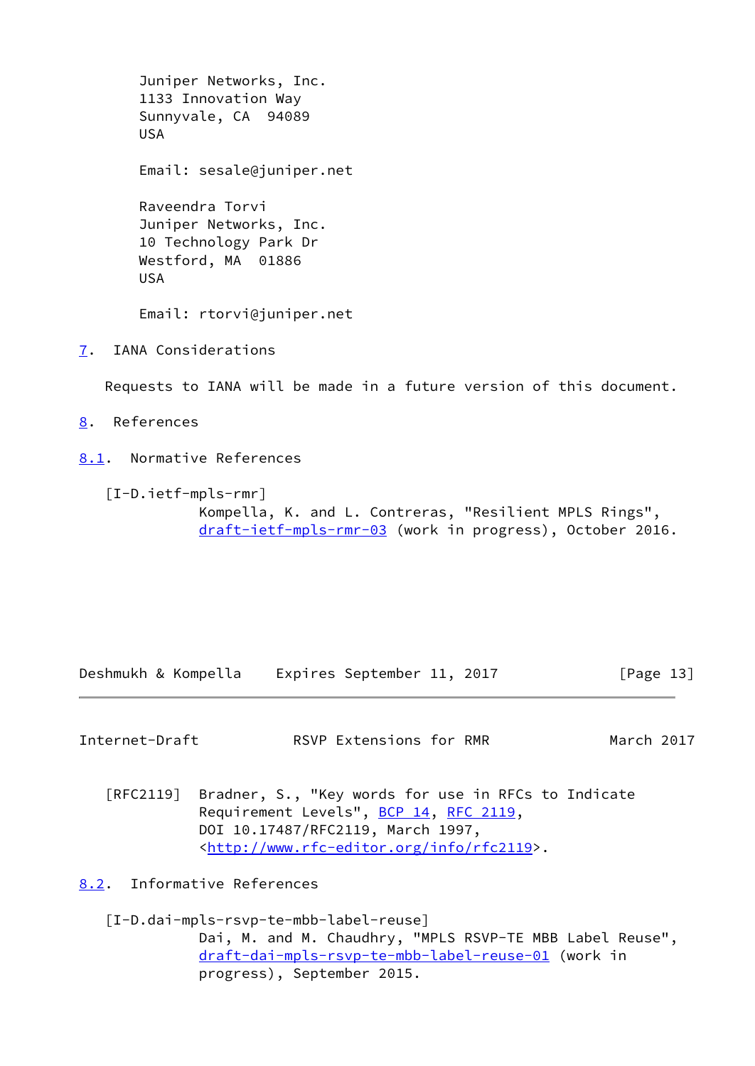Juniper Networks, Inc.
1133 Innovation Way
Sunnyvale, CA  94089
USA

Email: sesale@juniper.net

Raveendra Torvi
Juniper Networks, Inc.
10 Technology Park Dr
Westford, MA  01886
USA

Email: rtorvi@juniper.net

## 7. IANA Considerations

Requests to IANA will be made in a future version of this document.

## 8. References

### 8.1. Normative References

[I-D.ietf-mpls-rmr]
Kompella, K. and L. Contreras, "Resilient MPLS Rings", draft-ietf-mpls-rmr-03 (work in progress), October 2016.

[RFC2119] Bradner, S., "Key words for use in RFCs to Indicate Requirement Levels", BCP 14, RFC 2119, DOI 10.17487/RFC2119, March 1997, <http://www.rfc-editor.org/info/rfc2119>.

### 8.2. Informative References

[I-D.dai-mpls-rsvp-te-mbb-label-reuse]
Dai, M. and M. Chaudhry, "MPLS RSVP-TE MBB Label Reuse", draft-dai-mpls-rsvp-te-mbb-label-reuse-01 (work in progress), September 2015.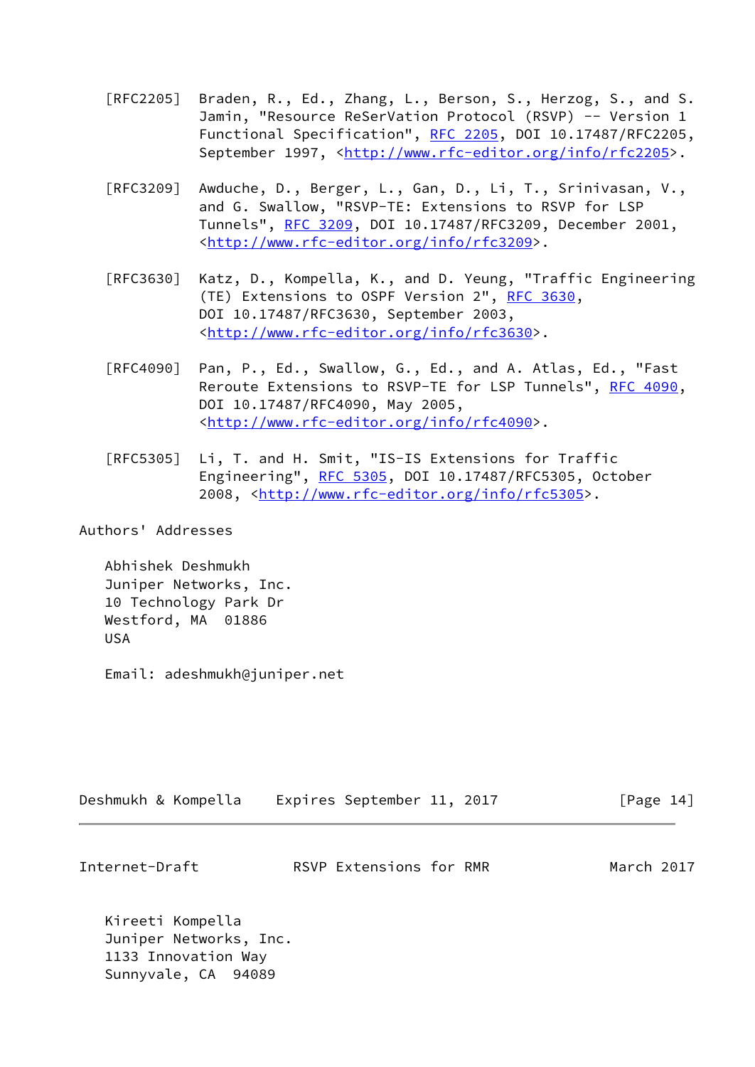[RFC2205] Braden, R., Ed., Zhang, L., Berson, S., Herzog, S., and S. Jamin, "Resource ReSerVation Protocol (RSVP) -- Version 1 Functional Specification", RFC 2205, DOI 10.17487/RFC2205, September 1997, <http://www.rfc-editor.org/info/rfc2205>.

[RFC3209] Awduche, D., Berger, L., Gan, D., Li, T., Srinivasan, V., and G. Swallow, "RSVP-TE: Extensions to RSVP for LSP Tunnels", RFC 3209, DOI 10.17487/RFC3209, December 2001, <http://www.rfc-editor.org/info/rfc3209>.

[RFC3630] Katz, D., Kompella, K., and D. Yeung, "Traffic Engineering (TE) Extensions to OSPF Version 2", RFC 3630, DOI 10.17487/RFC3630, September 2003, <http://www.rfc-editor.org/info/rfc3630>.

[RFC4090] Pan, P., Ed., Swallow, G., Ed., and A. Atlas, Ed., "Fast Reroute Extensions to RSVP-TE for LSP Tunnels", RFC 4090, DOI 10.17487/RFC4090, May 2005, <http://www.rfc-editor.org/info/rfc4090>.

[RFC5305] Li, T. and H. Smit, "IS-IS Extensions for Traffic Engineering", RFC 5305, DOI 10.17487/RFC5305, October 2008, <http://www.rfc-editor.org/info/rfc5305>.

## Authors' Addresses

Abhishek Deshmukh
Juniper Networks, Inc.
10 Technology Park Dr
Westford, MA 01886
USA

Email: adeshmukh@juniper.net

Kireeti Kompella
Juniper Networks, Inc.
1133 Innovation Way
Sunnyvale, CA 94089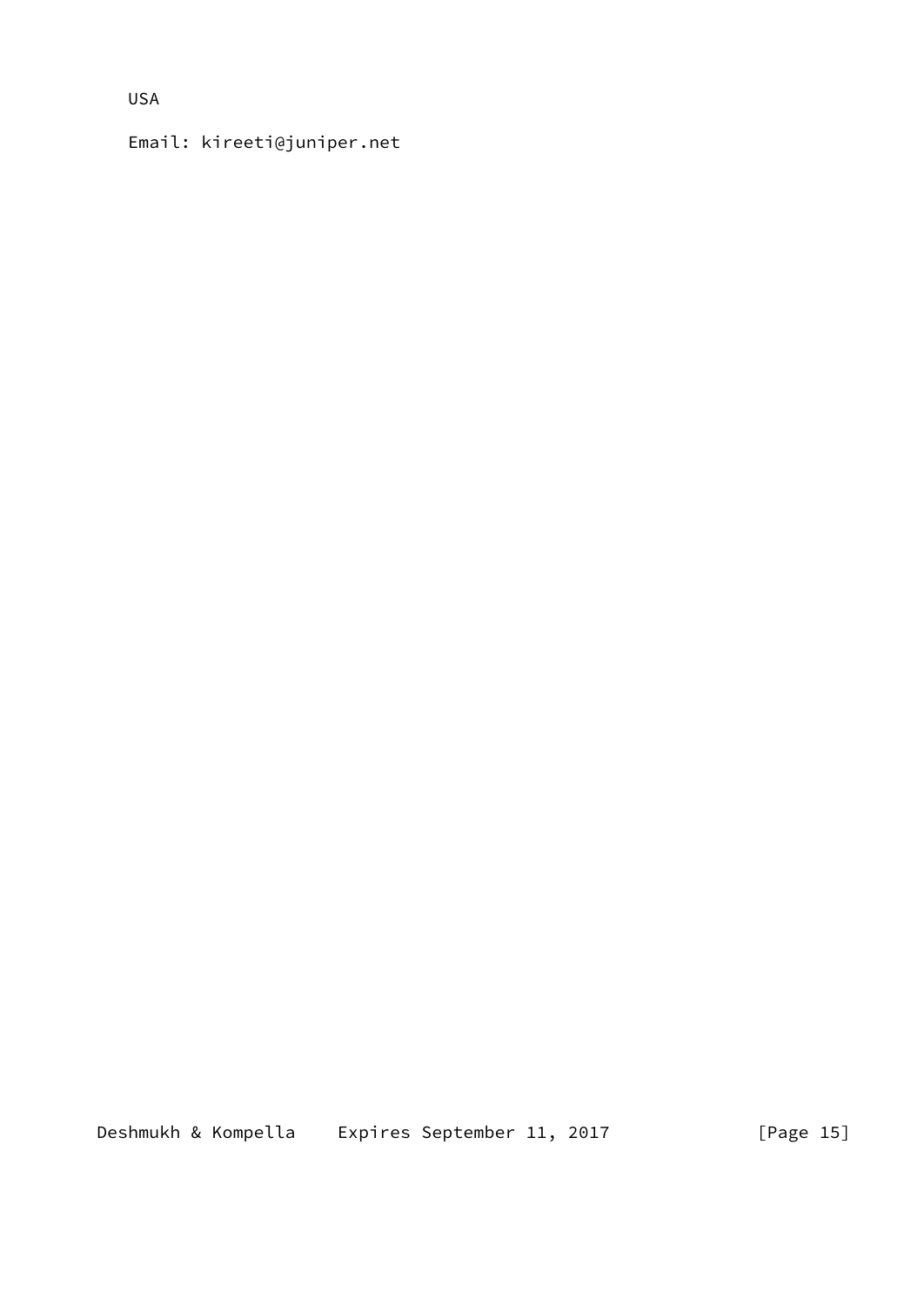USA

Email: kireeti@juniper.net